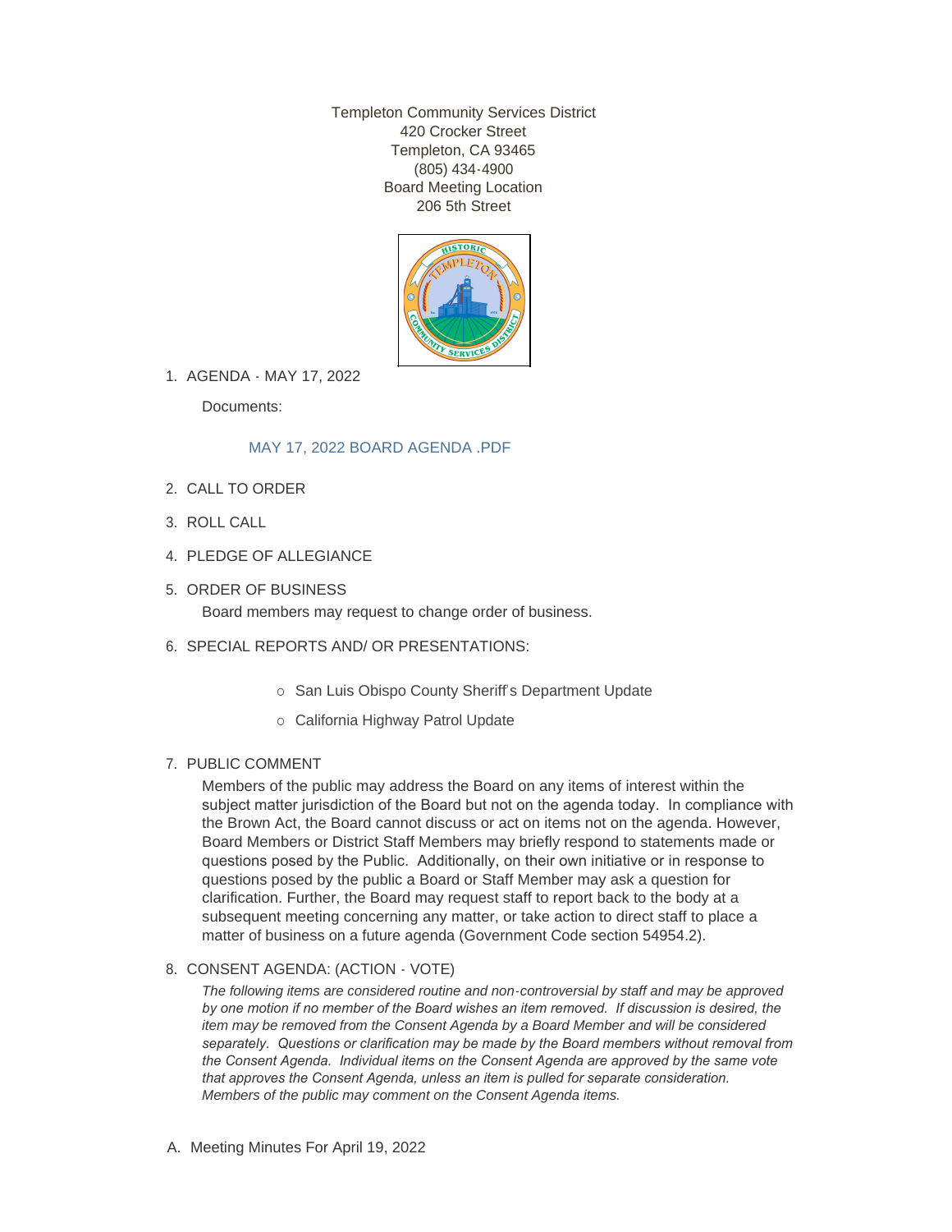Templeton Community Services District
420 Crocker Street
Templeton, CA 93465
(805) 434-4900
Board Meeting Location
206 5th Street

1. AGENDA - MAY 17, 2022

   Documents:

   MAY 17, 2022 BOARD AGENDA .PDF

2. CALL TO ORDER

3. ROLL CALL

4. PLEDGE OF ALLEGIANCE

5. ORDER OF BUSINESS

   Board members may request to change order of business.

6. SPECIAL REPORTS AND/ OR PRESENTATIONS:

   - San Luis Obispo County Sheriff's Department Update
   - California Highway Patrol Update

7. PUBLIC COMMENT

   Members of the public may address the Board on any items of interest within the subject matter jurisdiction of the Board but not on the agenda today. In compliance with the Brown Act, the Board cannot discuss or act on items not on the agenda. However, Board Members or District Staff Members may briefly respond to statements made or questions posed by the Public. Additionally, on their own initiative or in response to questions posed by the public a Board or Staff Member may ask a question for clarification. Further, the Board may request staff to report back to the body at a subsequent meeting concerning any matter, or take action to direct staff to place a matter of business on a future agenda (Government Code section 54954.2).

8. CONSENT AGENDA: (ACTION - VOTE)

   *The following items are considered routine and non-controversial by staff and may be approved by one motion if no member of the Board wishes an item removed. If discussion is desired, the item may be removed from the Consent Agenda by a Board Member and will be considered separately. Questions or clarification may be made by the Board members without removal from the Consent Agenda. Individual items on the Consent Agenda are approved by the same vote that approves the Consent Agenda, unless an item is pulled for separate consideration. Members of the public may comment on the Consent Agenda items.*

A. Meeting Minutes For April 19, 2022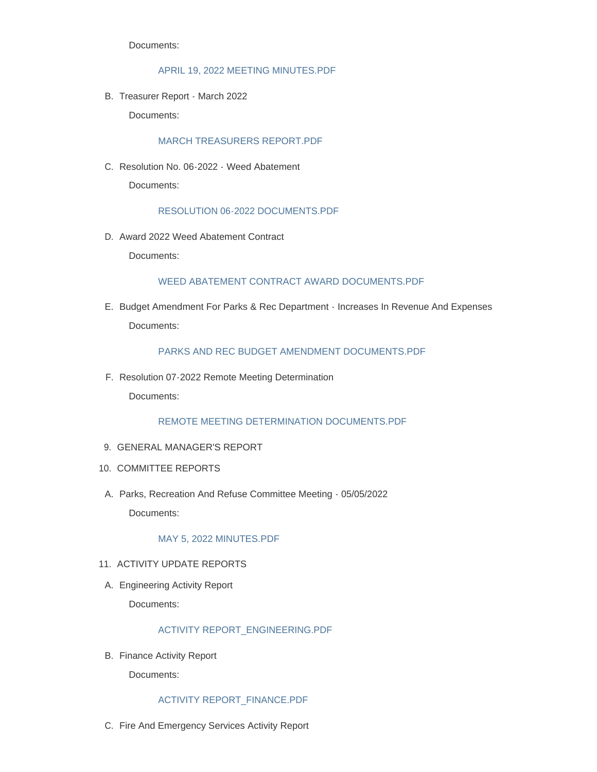Documents:

APRIL 19, 2022 MEETING MINUTES.PDF

B. Treasurer Report - March 2022

Documents:

MARCH TREASURERS REPORT.PDF

C. Resolution No. 06-2022 - Weed Abatement

Documents:

RESOLUTION 06-2022 DOCUMENTS.PDF

D. Award 2022 Weed Abatement Contract

Documents:

WEED ABATEMENT CONTRACT AWARD DOCUMENTS.PDF

E. Budget Amendment For Parks & Rec Department - Increases In Revenue And Expenses

Documents:

PARKS AND REC BUDGET AMENDMENT DOCUMENTS.PDF

F. Resolution 07-2022 Remote Meeting Determination

Documents:

REMOTE MEETING DETERMINATION DOCUMENTS.PDF

9. GENERAL MANAGER'S REPORT

10. COMMITTEE REPORTS

A. Parks, Recreation And Refuse Committee Meeting - 05/05/2022

Documents:

MAY 5, 2022 MINUTES.PDF

11. ACTIVITY UPDATE REPORTS

A. Engineering Activity Report

Documents:

ACTIVITY REPORT_ENGINEERING.PDF

B. Finance Activity Report

Documents:

ACTIVITY REPORT_FINANCE.PDF

C. Fire And Emergency Services Activity Report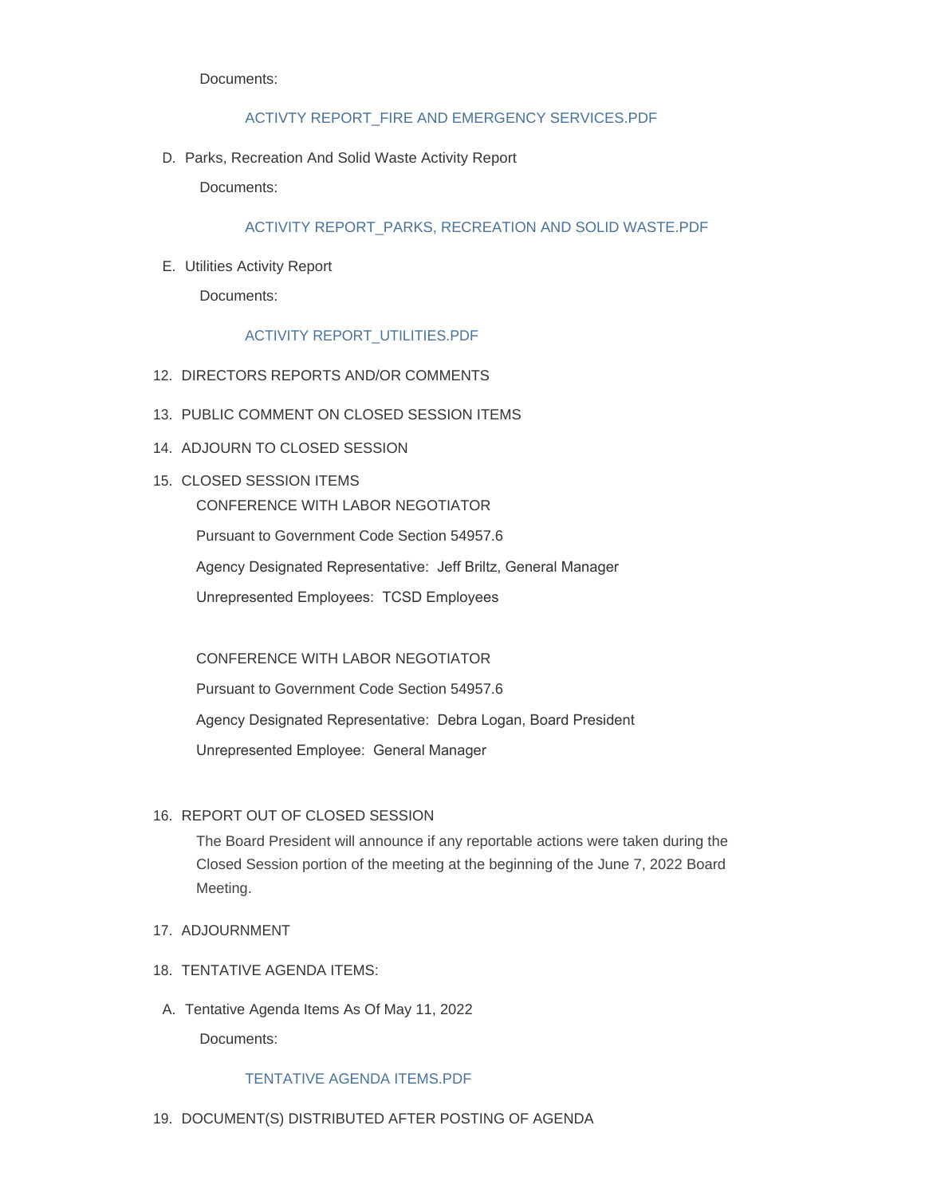Documents:

ACTIVTY REPORT_FIRE AND EMERGENCY SERVICES.PDF

D. Parks, Recreation And Solid Waste Activity Report

Documents:

ACTIVITY REPORT_PARKS, RECREATION AND SOLID WASTE.PDF

E. Utilities Activity Report

Documents:

ACTIVITY REPORT_UTILITIES.PDF

12. DIRECTORS REPORTS AND/OR COMMENTS

13. PUBLIC COMMENT ON CLOSED SESSION ITEMS

14. ADJOURN TO CLOSED SESSION

15. CLOSED SESSION ITEMS

    CONFERENCE WITH LABOR NEGOTIATOR

    Pursuant to Government Code Section 54957.6

    Agency Designated Representative: Jeff Briltz, General Manager

    Unrepresented Employees: TCSD Employees

    CONFERENCE WITH LABOR NEGOTIATOR

    Pursuant to Government Code Section 54957.6

    Agency Designated Representative: Debra Logan, Board President

    Unrepresented Employee: General Manager

16. REPORT OUT OF CLOSED SESSION

    The Board President will announce if any reportable actions were taken during the Closed Session portion of the meeting at the beginning of the June 7, 2022 Board Meeting.

17. ADJOURNMENT

18. TENTATIVE AGENDA ITEMS:

A. Tentative Agenda Items As Of May 11, 2022

Documents:

TENTATIVE AGENDA ITEMS.PDF

19. DOCUMENT(S) DISTRIBUTED AFTER POSTING OF AGENDA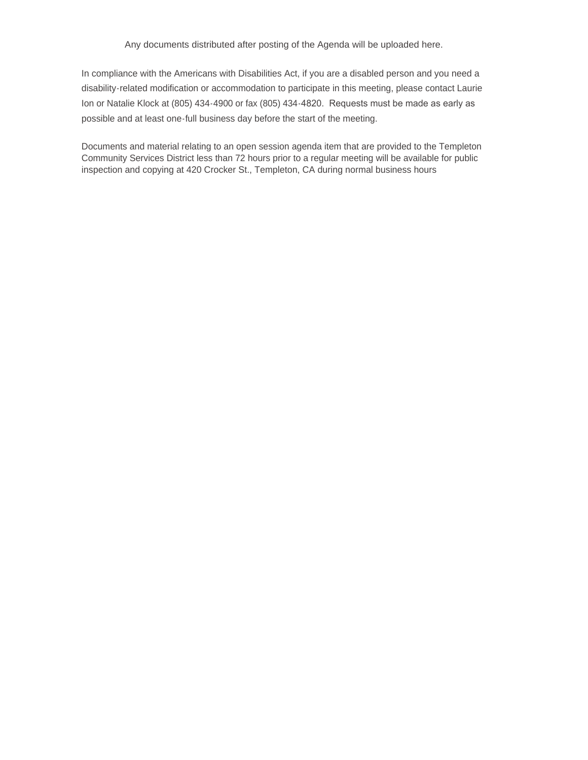Any documents distributed after posting of the Agenda will be uploaded here.

In compliance with the Americans with Disabilities Act, if you are a disabled person and you need a disability-related modification or accommodation to participate in this meeting, please contact Laurie Ion or Natalie Klock at (805) 434-4900 or fax (805) 434-4820. Requests must be made as early as possible and at least one-full business day before the start of the meeting.

Documents and material relating to an open session agenda item that are provided to the Templeton Community Services District less than 72 hours prior to a regular meeting will be available for public inspection and copying at 420 Crocker St., Templeton, CA during normal business hours